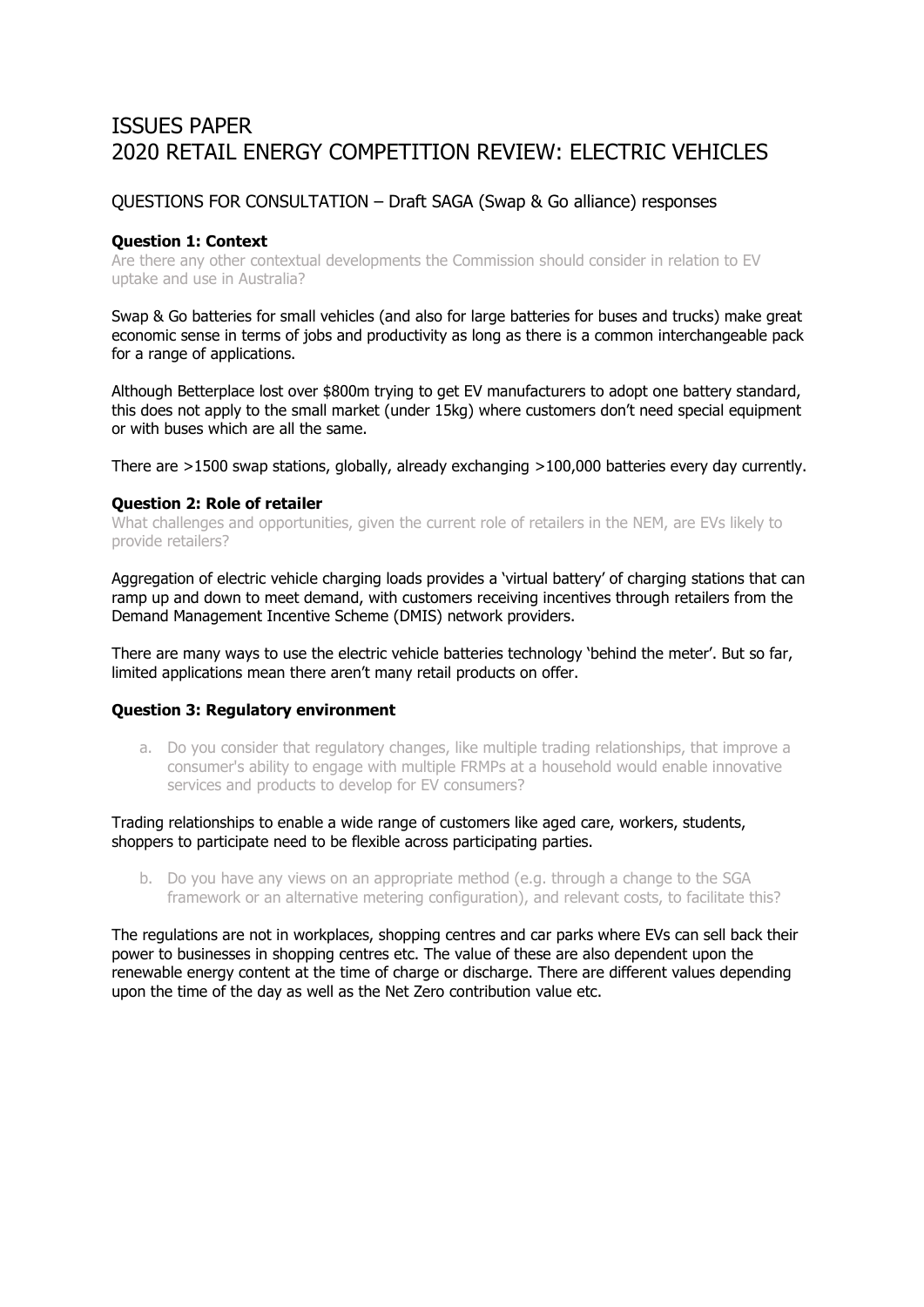# ISSUES PAPER
# 2020 RETAIL ENERGY COMPETITION REVIEW: ELECTRIC VEHICLES

## QUESTIONS FOR CONSULTATION – Draft SAGA (Swap & Go alliance) responses

**Question 1: Context**

Are there any other contextual developments the Commission should consider in relation to EV uptake and use in Australia?

Swap & Go batteries for small vehicles (and also for large batteries for buses and trucks) make great economic sense in terms of jobs and productivity as long as there is a common interchangeable pack for a range of applications.

Although Betterplace lost over $800m trying to get EV manufacturers to adopt one battery standard, this does not apply to the small market (under 15kg) where customers don't need special equipment or with buses which are all the same.

There are >1500 swap stations, globally, already exchanging >100,000 batteries every day currently.

**Question 2: Role of retailer**

What challenges and opportunities, given the current role of retailers in the NEM, are EVs likely to provide retailers?

Aggregation of electric vehicle charging loads provides a 'virtual battery' of charging stations that can ramp up and down to meet demand, with customers receiving incentives through retailers from the Demand Management Incentive Scheme (DMIS) network providers.

There are many ways to use the electric vehicle batteries technology 'behind the meter'. But so far, limited applications mean there aren't many retail products on offer.

**Question 3: Regulatory environment**

a. Do you consider that regulatory changes, like multiple trading relationships, that improve a consumer's ability to engage with multiple FRMPs at a household would enable innovative services and products to develop for EV consumers?

Trading relationships to enable a wide range of customers like aged care, workers, students, shoppers to participate need to be flexible across participating parties.

b. Do you have any views on an appropriate method (e.g. through a change to the SGA framework or an alternative metering configuration), and relevant costs, to facilitate this?

The regulations are not in workplaces, shopping centres and car parks where EVs can sell back their power to businesses in shopping centres etc. The value of these are also dependent upon the renewable energy content at the time of charge or discharge. There are different values depending upon the time of the day as well as the Net Zero contribution value etc.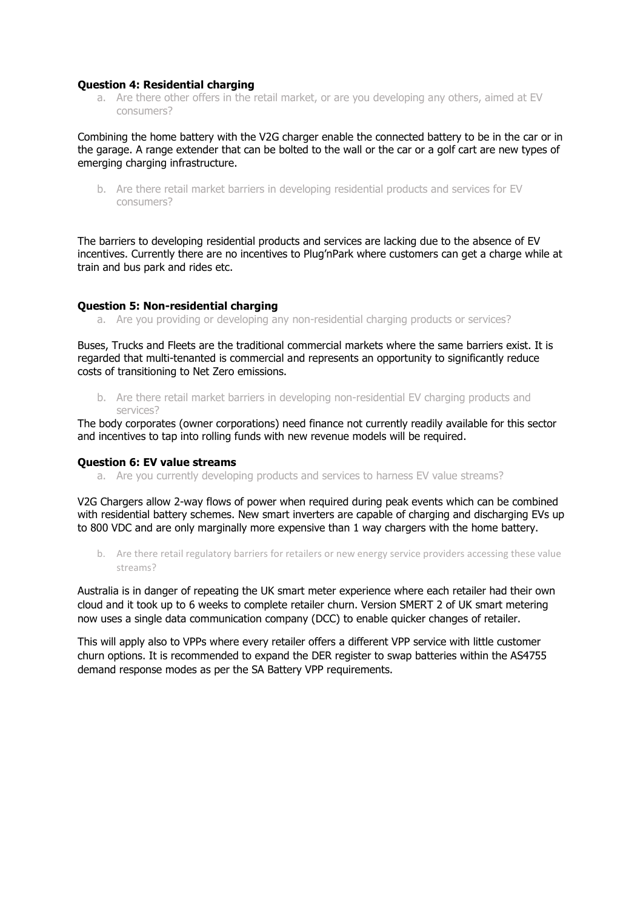**Question 4: Residential charging**

a. Are there other offers in the retail market, or are you developing any others, aimed at EV consumers?

Combining the home battery with the V2G charger enable the connected battery to be in the car or in the garage. A range extender that can be bolted to the wall or the car or a golf cart are new types of emerging charging infrastructure.

b. Are there retail market barriers in developing residential products and services for EV consumers?

The barriers to developing residential products and services are lacking due to the absence of EV incentives. Currently there are no incentives to Plug'nPark where customers can get a charge while at train and bus park and rides etc.

**Question 5: Non-residential charging**

a. Are you providing or developing any non-residential charging products or services?

Buses, Trucks and Fleets are the traditional commercial markets where the same barriers exist. It is regarded that multi-tenanted is commercial and represents an opportunity to significantly reduce costs of transitioning to Net Zero emissions.

b. Are there retail market barriers in developing non-residential EV charging products and services?

The body corporates (owner corporations) need finance not currently readily available for this sector and incentives to tap into rolling funds with new revenue models will be required.

**Question 6: EV value streams**

a. Are you currently developing products and services to harness EV value streams?

V2G Chargers allow 2-way flows of power when required during peak events which can be combined with residential battery schemes. New smart inverters are capable of charging and discharging EVs up to 800 VDC and are only marginally more expensive than 1 way chargers with the home battery.

b. Are there retail regulatory barriers for retailers or new energy service providers accessing these value streams?

Australia is in danger of repeating the UK smart meter experience where each retailer had their own cloud and it took up to 6 weeks to complete retailer churn. Version SMERT 2 of UK smart metering now uses a single data communication company (DCC) to enable quicker changes of retailer.

This will apply also to VPPs where every retailer offers a different VPP service with little customer churn options. It is recommended to expand the DER register to swap batteries within the AS4755 demand response modes as per the SA Battery VPP requirements.